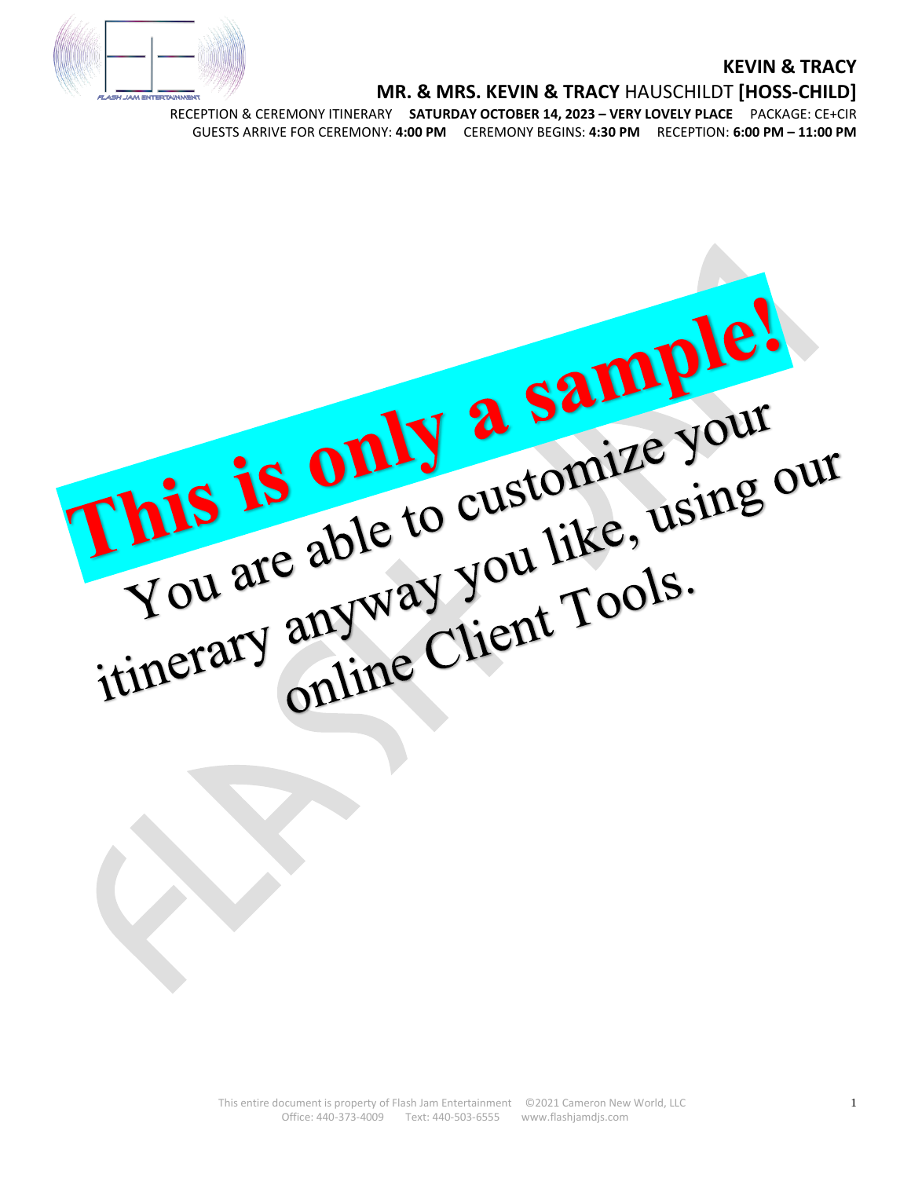# KEVIN & TRACY

## MR. & MRS. KEVIN & TRACY HAUSCHILDT [HOSS-CHILD]

RECEPTION & CEREMONY ITINERARY **SATURDAY OCTOBER 14, 2023 – VERY LOVELY PLACE** PACKAGE: CE+CIR

GUESTS ARRIVE FOR CEREMONY: **4:00 PM** CEREMONY BEGINS: **4:30 PM** RECEPTION: **6:00 PM – 11:00 PM**

**This is only a sample!**

You are able to customize your itinerary anyway you like, using our online Client Tools.

This entire document is property of Flash Jam Entertainment ©2021 Cameron New World, LLC
Office: 440-373-4009 Text: 440-503-6555 www.flashjamdjs.com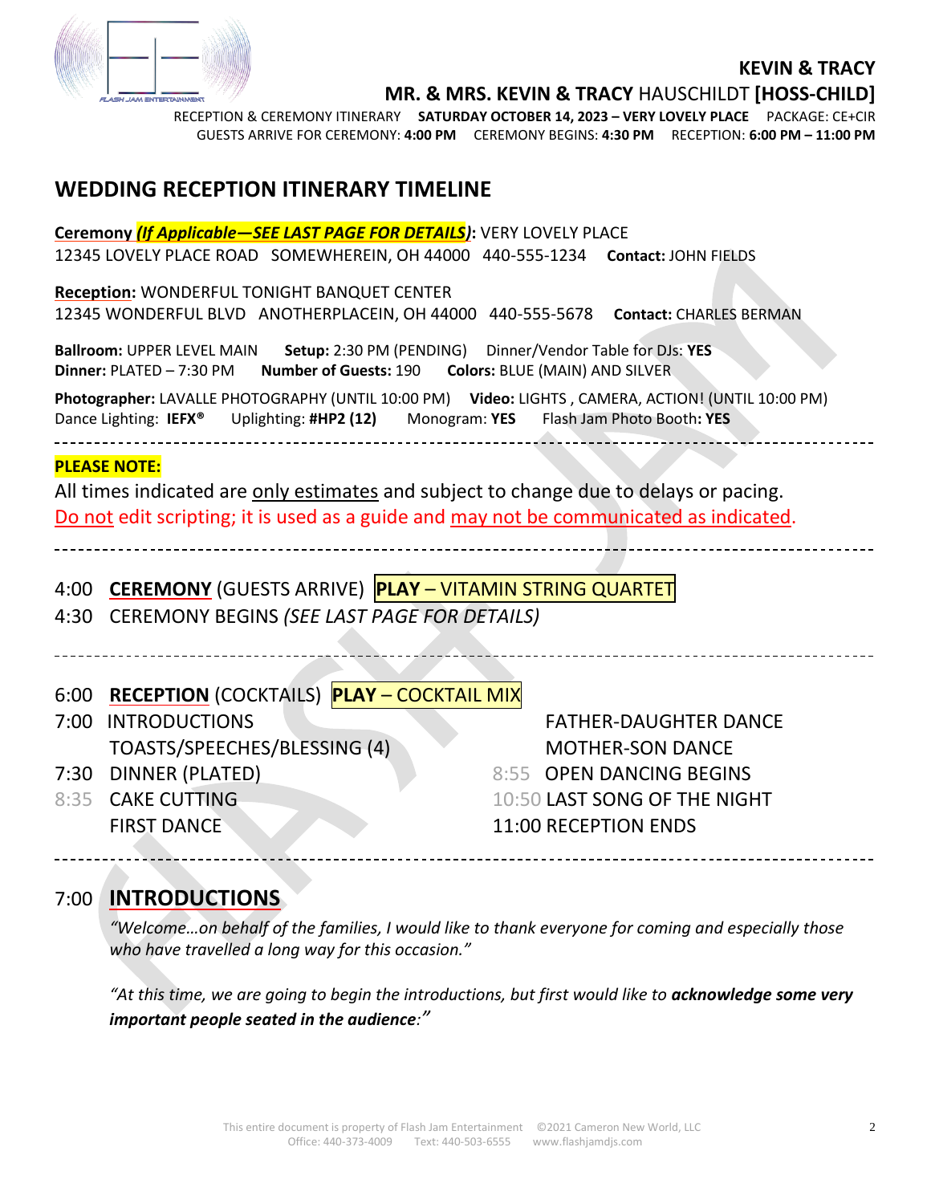**KEVIN & TRACY**

**MR. & MRS. KEVIN & TRACY** HAUSCHILDT **[HOSS-CHILD]**

RECEPTION & CEREMONY ITINERARY **SATURDAY OCTOBER 14, 2023 – VERY LOVELY PLACE** PACKAGE: CE+CIR

GUESTS ARRIVE FOR CEREMONY: **4:00 PM** CEREMONY BEGINS: **4:30 PM** RECEPTION: **6:00 PM – 11:00 PM**

## WEDDING RECEPTION ITINERARY TIMELINE

**Ceremony *(If Applicable—SEE LAST PAGE FOR DETAILS)*:** VERY LOVELY PLACE
12345 LOVELY PLACE ROAD SOMEWHEREIN, OH 44000 440-555-1234 **Contact:** JOHN FIELDS

**Reception:** WONDERFUL TONIGHT BANQUET CENTER
12345 WONDERFUL BLVD ANOTHERPLACEIN, OH 44000 440-555-5678 **Contact:** CHARLES BERMAN

**Ballroom:** UPPER LEVEL MAIN **Setup:** 2:30 PM (PENDING) Dinner/Vendor Table for DJs: **YES**
**Dinner:** PLATED – 7:30 PM **Number of Guests:** 190 **Colors:** BLUE (MAIN) AND SILVER

**Photographer:** LAVALLE PHOTOGRAPHY (UNTIL 10:00 PM) **Video:** LIGHTS , CAMERA, ACTION! (UNTIL 10:00 PM)
Dance Lighting: **IEFX®** Uplighting: **#HP2 (12)** Monogram: **YES** Flash Jam Photo Booth**: YES**

---

**PLEASE NOTE:**

All times indicated are only estimates and subject to change due to delays or pacing.
Do not edit scripting; it is used as a guide and may not be communicated as indicated.

---

4:00 **CEREMONY** (GUESTS ARRIVE) **PLAY** – VITAMIN STRING QUARTET
4:30 CEREMONY BEGINS *(SEE LAST PAGE FOR DETAILS)*

---

6:00 **RECEPTION** (COCKTAILS) **PLAY** – COCKTAIL MIX
7:00 INTRODUCTIONS
TOASTS/SPEECHES/BLESSING (4)
7:30 DINNER (PLATED)
8:35 CAKE CUTTING
FIRST DANCE
FATHER-DAUGHTER DANCE
MOTHER-SON DANCE
8:55 OPEN DANCING BEGINS
10:50 LAST SONG OF THE NIGHT
11:00 RECEPTION ENDS

---

## 7:00 INTRODUCTIONS

*"Welcome…on behalf of the families, I would like to thank everyone for coming and especially those who have travelled a long way for this occasion."*

*"At this time, we are going to begin the introductions, but first would like to **acknowledge some very important people seated in the audience**:"*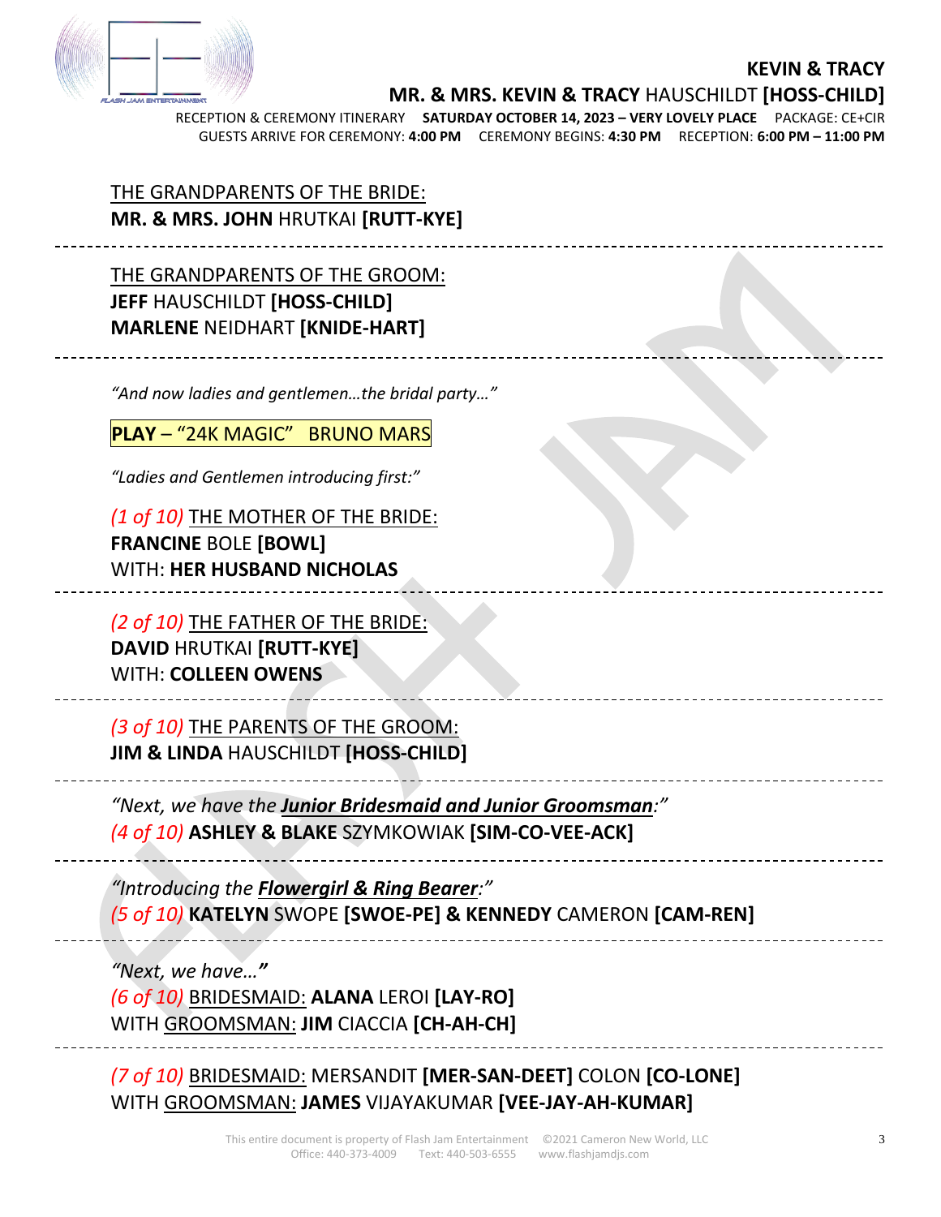THE GRANDPARENTS OF THE BRIDE:
**MR. & MRS. JOHN** HRUTKAI **[RUTT-KYE]**

---

THE GRANDPARENTS OF THE GROOM:
**JEFF** HAUSCHILDT **[HOSS-CHILD]**
**MARLENE** NEIDHART **[KNIDE-HART]**

---

*"And now ladies and gentlemen…the bridal party…"*

**PLAY** – "24K MAGIC" BRUNO MARS

*"Ladies and Gentlemen introducing first:"*

*(1 of 10)* THE MOTHER OF THE BRIDE:
**FRANCINE** BOLE **[BOWL]**
WITH: **HER HUSBAND NICHOLAS**

---

*(2 of 10)* THE FATHER OF THE BRIDE:
**DAVID** HRUTKAI **[RUTT-KYE]**
WITH: **COLLEEN OWENS**

---

*(3 of 10)* THE PARENTS OF THE GROOM:
**JIM & LINDA** HAUSCHILDT **[HOSS-CHILD]**

---

*"Next, we have the **Junior Bridesmaid and Junior Groomsman**:"*
*(4 of 10)* **ASHLEY & BLAKE** SZYMKOWIAK **[SIM-CO-VEE-ACK]**

---

*"Introducing the **Flowergirl & Ring Bearer**:"*
*(5 of 10)* **KATELYN** SWOPE **[SWOE-PE] & KENNEDY** CAMERON **[CAM-REN]**

---

*"Next, we have…"*
*(6 of 10)* BRIDESMAID: **ALANA** LEROI **[LAY-RO]**
WITH GROOMSMAN: **JIM** CIACCIA **[CH-AH-CH]**

---

*(7 of 10)* BRIDESMAID: MERSANDIT **[MER-SAN-DEET]** COLON **[CO-LONE]**
WITH GROOMSMAN: **JAMES** VIJAYAKUMAR **[VEE-JAY-AH-KUMAR]**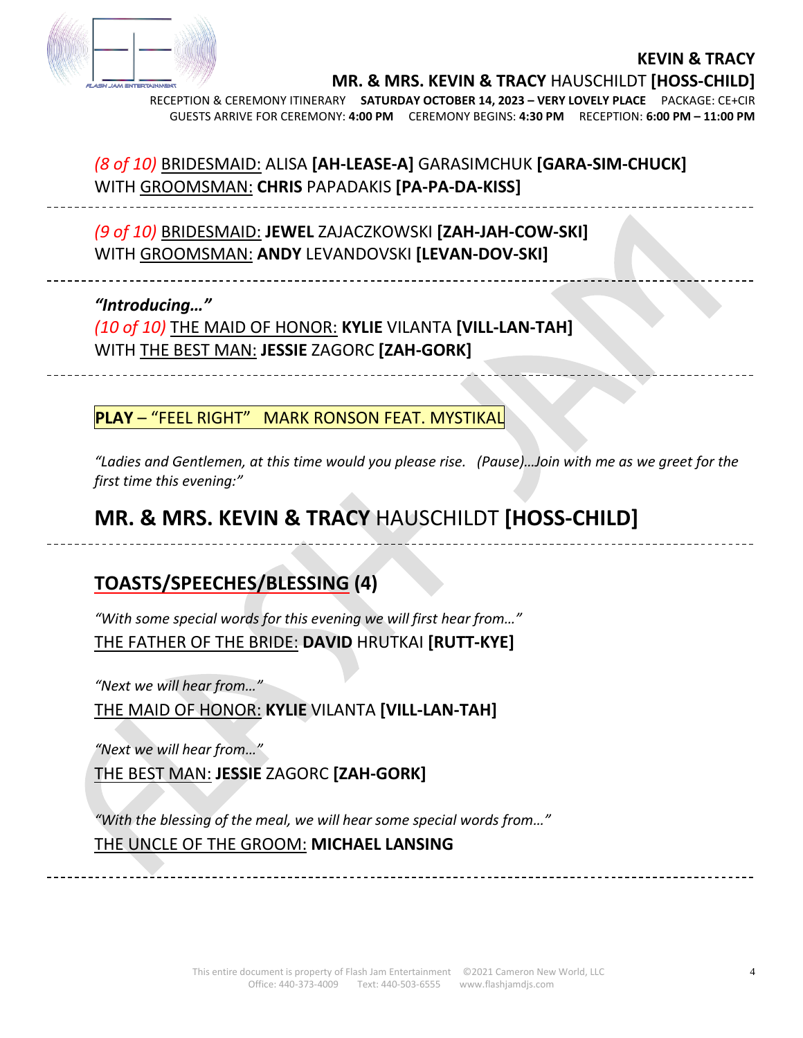*(8 of 10)* BRIDESMAID: ALISA **[AH-LEASE-A]** GARASIMCHUK **[GARA-SIM-CHUCK]**
WITH GROOMSMAN: **CHRIS** PAPADAKIS **[PA-PA-DA-KISS]**

---

*(9 of 10)* BRIDESMAID: **JEWEL** ZAJACZKOWSKI **[ZAH-JAH-COW-SKI]**
WITH GROOMSMAN: **ANDY** LEVANDOVSKI **[LEVAN-DOV-SKI]**

---

***"Introducing…"***
*(10 of 10)* THE MAID OF HONOR: **KYLIE** VILANTA **[VILL-LAN-TAH]**
WITH THE BEST MAN: **JESSIE** ZAGORC **[ZAH-GORK]**

---

**PLAY** – "FEEL RIGHT" MARK RONSON FEAT. MYSTIKAL

*"Ladies and Gentlemen, at this time would you please rise. (Pause)…Join with me as we greet for the first time this evening:"*

## MR. & MRS. KEVIN & TRACY HAUSCHILDT [HOSS-CHILD]

---

## TOASTS/SPEECHES/BLESSING (4)

*"With some special words for this evening we will first hear from…"*
THE FATHER OF THE BRIDE: **DAVID** HRUTKAI **[RUTT-KYE]**

*"Next we will hear from…"*
THE MAID OF HONOR: **KYLIE** VILANTA **[VILL-LAN-TAH]**

*"Next we will hear from…"*
THE BEST MAN: **JESSIE** ZAGORC **[ZAH-GORK]**

*"With the blessing of the meal, we will hear some special words from…"*
THE UNCLE OF THE GROOM: **MICHAEL LANSING**

---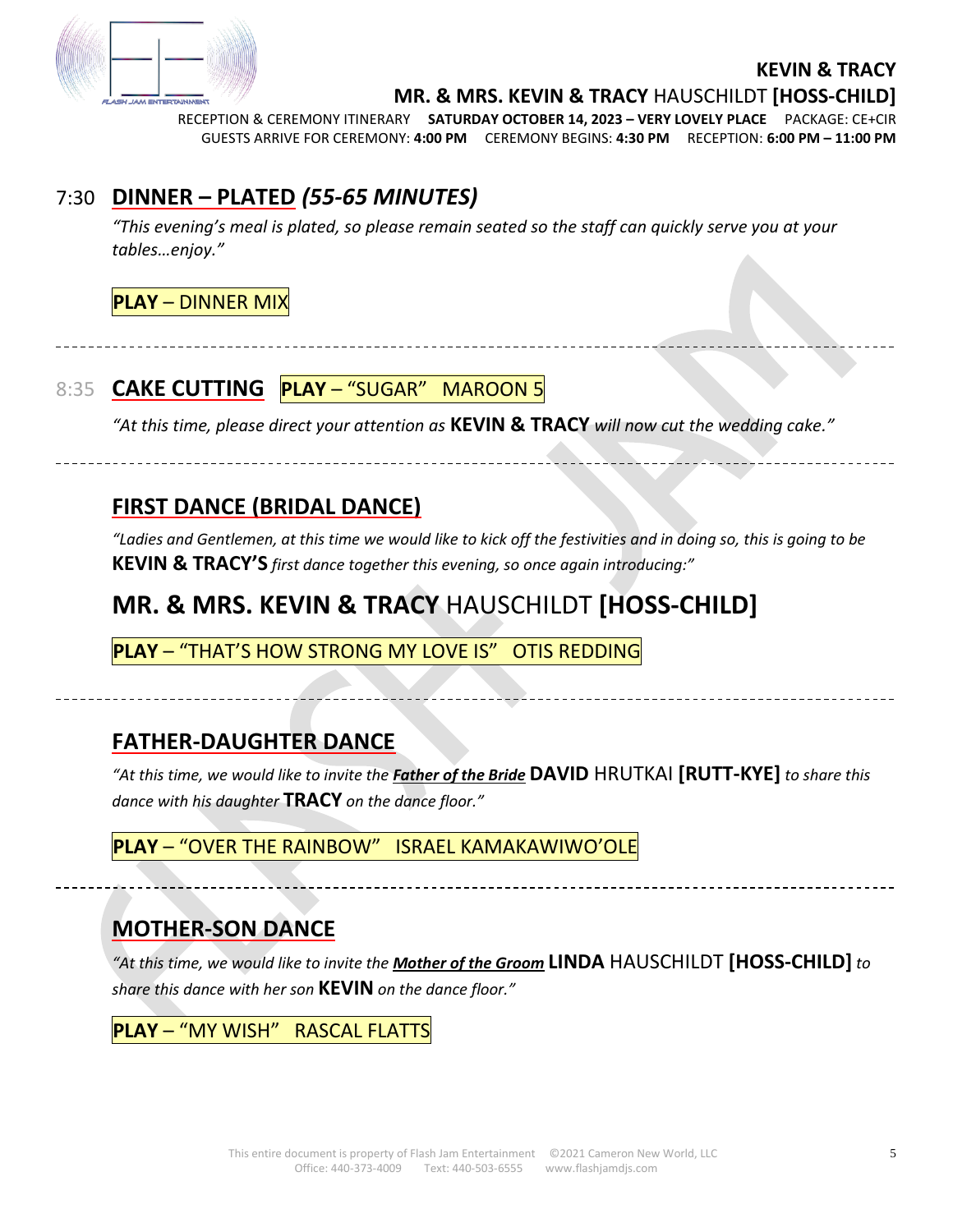## 7:30 **DINNER – PLATED** *(55-65 MINUTES)*

*"This evening's meal is plated, so please remain seated so the staff can quickly serve you at your tables…enjoy."*

**PLAY** – DINNER MIX

---

## 8:35 **CAKE CUTTING** **PLAY** – "SUGAR" MAROON 5

*"At this time, please direct your attention as* **KEVIN & TRACY** *will now cut the wedding cake."*

---

## **FIRST DANCE (BRIDAL DANCE)**

*"Ladies and Gentlemen, at this time we would like to kick off the festivities and in doing so, this is going to be* **KEVIN & TRACY'S** *first dance together this evening, so once again introducing:"*

# **MR. & MRS. KEVIN & TRACY** HAUSCHILDT **[HOSS-CHILD]**

**PLAY** – "THAT'S HOW STRONG MY LOVE IS" OTIS REDDING

---

## **FATHER-DAUGHTER DANCE**

*"At this time, we would like to invite the* ***Father of the Bride*** **DAVID** HRUTKAI **[RUTT-KYE]** *to share this dance with his daughter* **TRACY** *on the dance floor."*

**PLAY** – "OVER THE RAINBOW" ISRAEL KAMAKAWIWO'OLE

---

## **MOTHER-SON DANCE**

*"At this time, we would like to invite the* ***Mother of the Groom*** **LINDA** HAUSCHILDT **[HOSS-CHILD]** *to share this dance with her son* **KEVIN** *on the dance floor."*

**PLAY** – "MY WISH" RASCAL FLATTS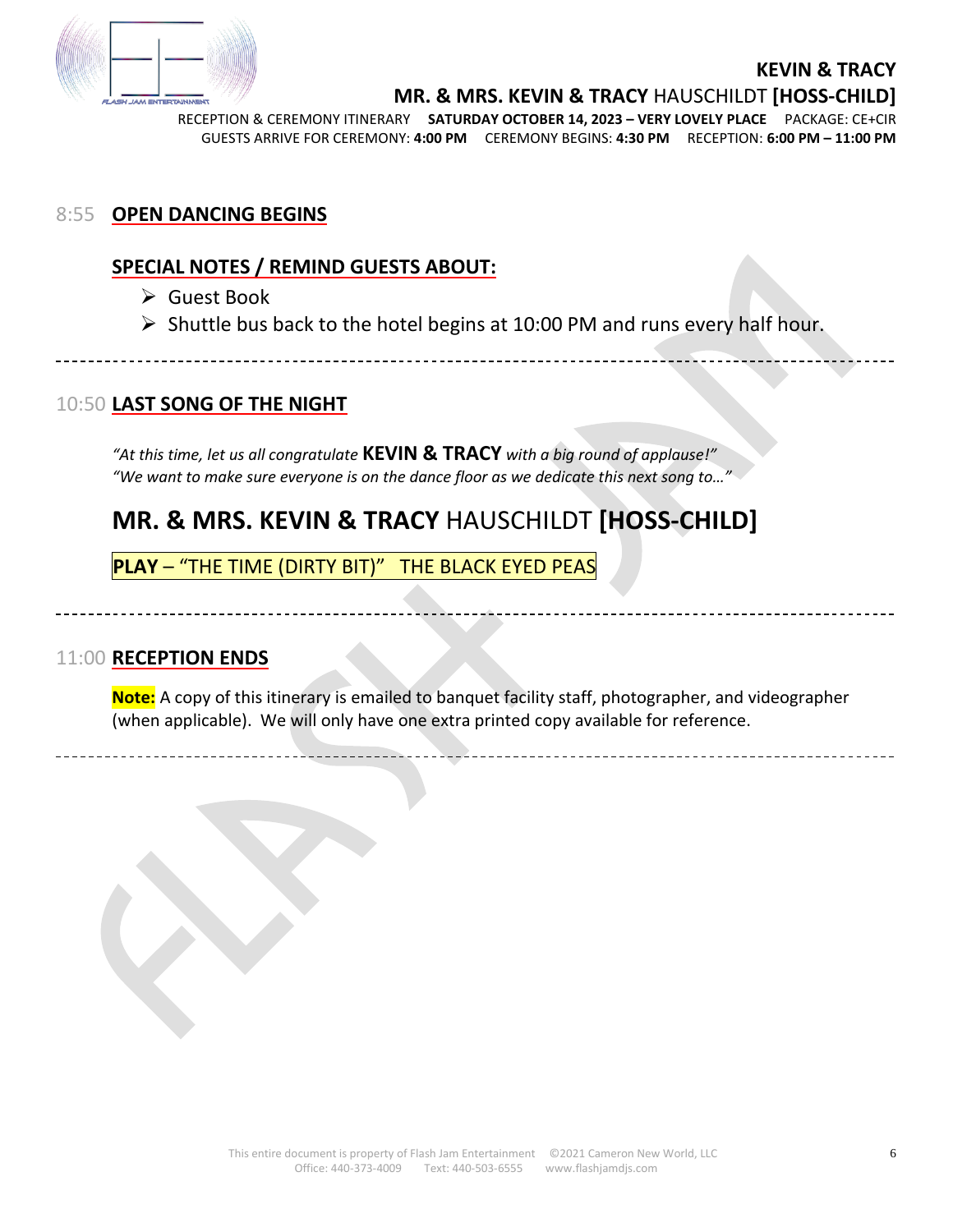## 8:55 OPEN DANCING BEGINS

### SPECIAL NOTES / REMIND GUESTS ABOUT:

- Guest Book
- Shuttle bus back to the hotel begins at 10:00 PM and runs every half hour.

---

## 10:50 LAST SONG OF THE NIGHT

*"At this time, let us all congratulate* **KEVIN & TRACY** *with a big round of applause!"*
*"We want to make sure everyone is on the dance floor as we dedicate this next song to…"*

# MR. & MRS. KEVIN & TRACY HAUSCHILDT [HOSS-CHILD]

**PLAY** – "THE TIME (DIRTY BIT)" THE BLACK EYED PEAS

---

## 11:00 RECEPTION ENDS

**Note:** A copy of this itinerary is emailed to banquet facility staff, photographer, and videographer (when applicable). We will only have one extra printed copy available for reference.

---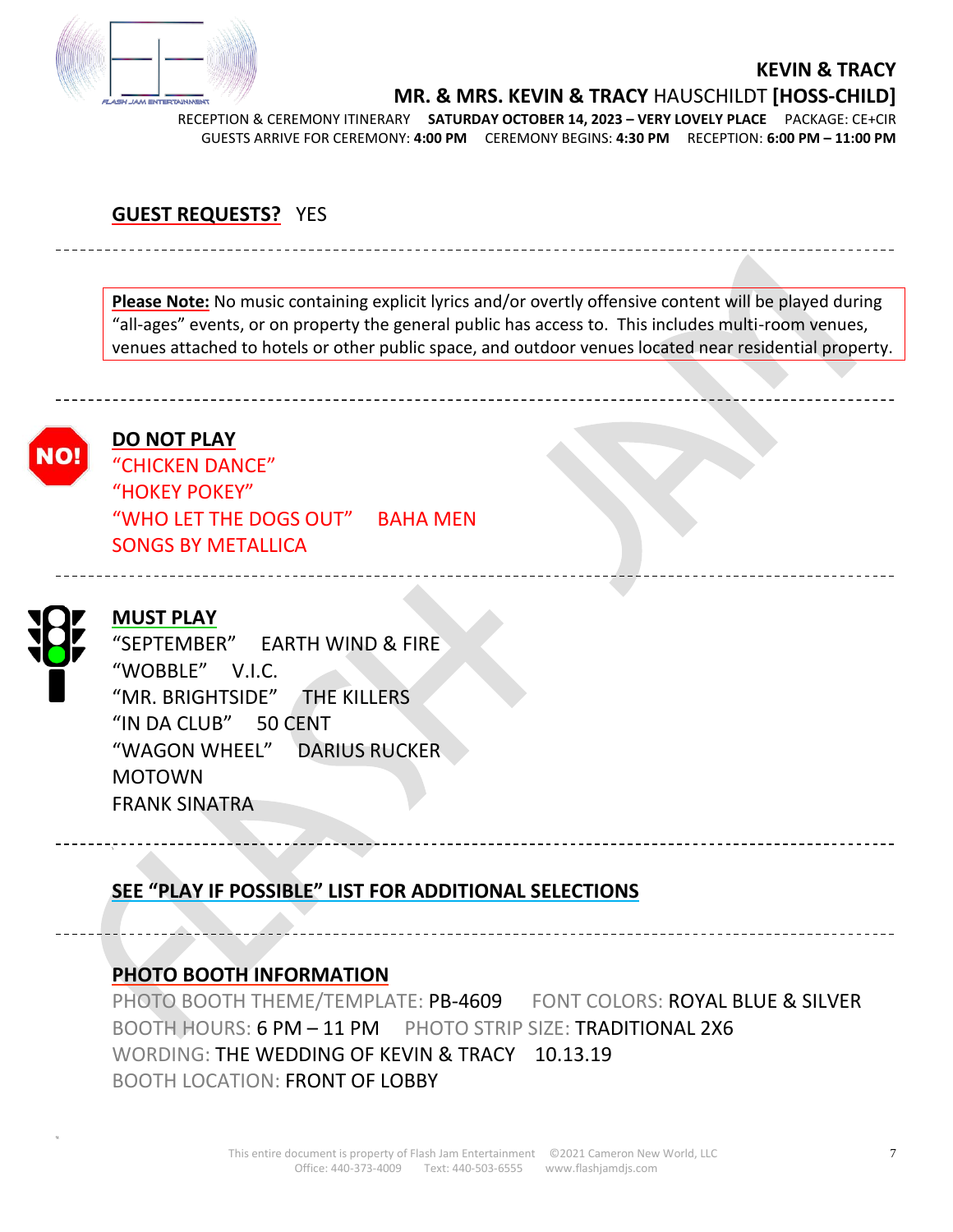**KEVIN & TRACY**

**MR. & MRS. KEVIN & TRACY** HAUSCHILDT **[HOSS-CHILD]**

RECEPTION & CEREMONY ITINERARY **SATURDAY OCTOBER 14, 2023 – VERY LOVELY PLACE** PACKAGE: CE+CIR

GUESTS ARRIVE FOR CEREMONY: **4:00 PM** CEREMONY BEGINS: **4:30 PM** RECEPTION: **6:00 PM – 11:00 PM**

## GUEST REQUESTS? YES

---

**Please Note:** No music containing explicit lyrics and/or overtly offensive content will be played during "all-ages" events, or on property the general public has access to. This includes multi-room venues, venues attached to hotels or other public space, and outdoor venues located near residential property.

---

## DO NOT PLAY

"CHICKEN DANCE"
"HOKEY POKEY"
"WHO LET THE DOGS OUT" BAHA MEN
SONGS BY METALLICA

---

## MUST PLAY

"SEPTEMBER" EARTH WIND & FIRE
"WOBBLE" V.I.C.
"MR. BRIGHTSIDE" THE KILLERS
"IN DA CLUB" 50 CENT
"WAGON WHEEL" DARIUS RUCKER
MOTOWN
FRANK SINATRA

---

## SEE "PLAY IF POSSIBLE" LIST FOR ADDITIONAL SELECTIONS

---

## PHOTO BOOTH INFORMATION

PHOTO BOOTH THEME/TEMPLATE: PB-4609 FONT COLORS: ROYAL BLUE & SILVER
BOOTH HOURS: 6 PM – 11 PM PHOTO STRIP SIZE: TRADITIONAL 2X6
WORDING: THE WEDDING OF KEVIN & TRACY 10.13.19
BOOTH LOCATION: FRONT OF LOBBY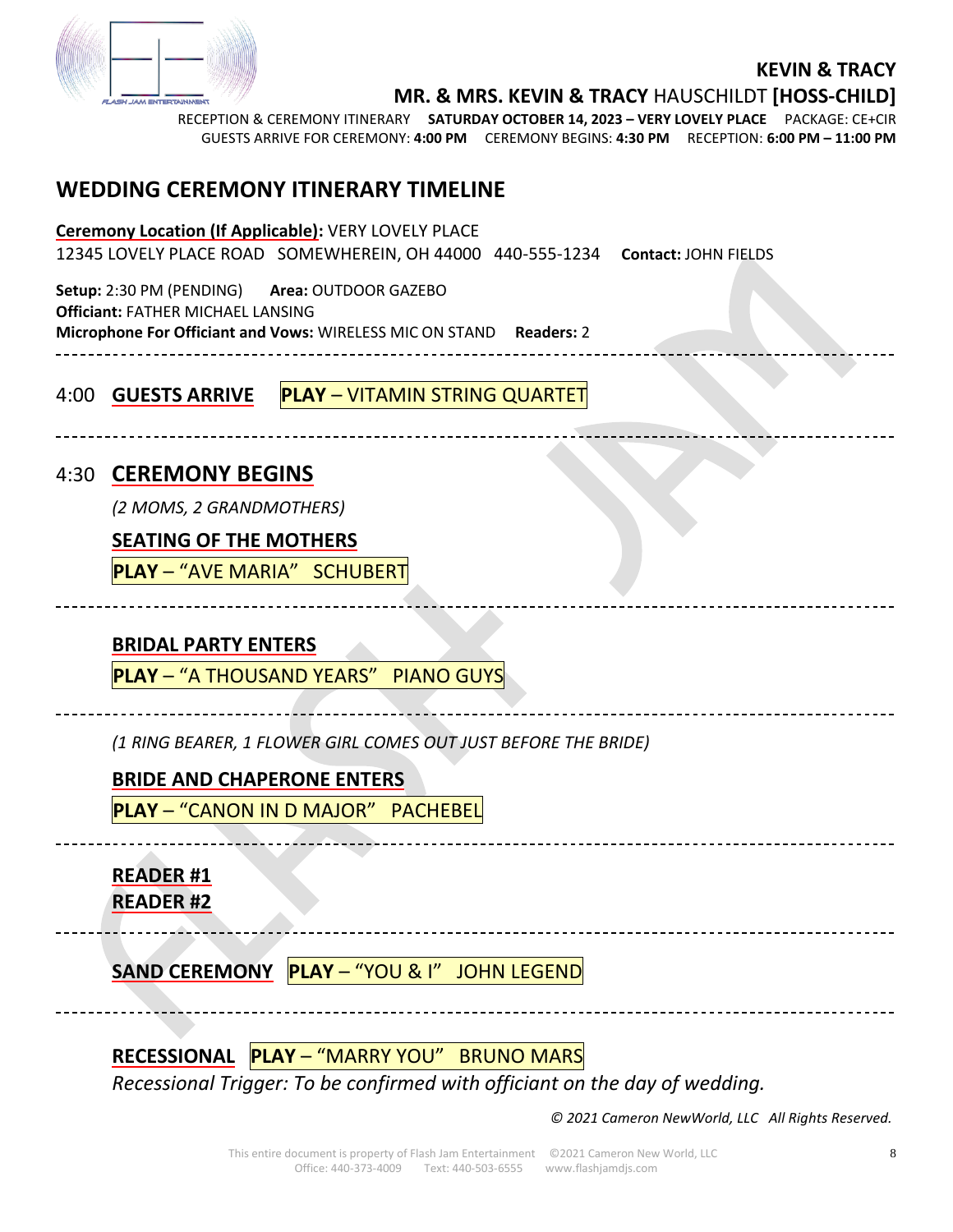**KEVIN & TRACY**

**MR. & MRS. KEVIN & TRACY** HAUSCHILDT **[HOSS-CHILD]**

RECEPTION & CEREMONY ITINERARY **SATURDAY OCTOBER 14, 2023 – VERY LOVELY PLACE** PACKAGE: CE+CIR

GUESTS ARRIVE FOR CEREMONY: **4:00 PM** CEREMONY BEGINS: **4:30 PM** RECEPTION: **6:00 PM – 11:00 PM**

## WEDDING CEREMONY ITINERARY TIMELINE

**Ceremony Location (If Applicable):** VERY LOVELY PLACE
12345 LOVELY PLACE ROAD SOMEWHEREIN, OH 44000 440-555-1234 **Contact:** JOHN FIELDS

**Setup:** 2:30 PM (PENDING) **Area:** OUTDOOR GAZEBO
**Officiant:** FATHER MICHAEL LANSING
**Microphone For Officiant and Vows:** WIRELESS MIC ON STAND **Readers:** 2

---

4:00 **GUESTS ARRIVE** **PLAY** – VITAMIN STRING QUARTET

---

### 4:30 CEREMONY BEGINS

*(2 MOMS, 2 GRANDMOTHERS)*

**SEATING OF THE MOTHERS**

**PLAY** – "AVE MARIA" SCHUBERT

---

**BRIDAL PARTY ENTERS**

**PLAY** – "A THOUSAND YEARS" PIANO GUYS

---

*(1 RING BEARER, 1 FLOWER GIRL COMES OUT JUST BEFORE THE BRIDE)*

**BRIDE AND CHAPERONE ENTERS**

**PLAY** – "CANON IN D MAJOR" PACHEBEL

---

**READER #1**
**READER #2**

---

**SAND CEREMONY** **PLAY** – "YOU & I" JOHN LEGEND

---

**RECESSIONAL** **PLAY** – "MARRY YOU" BRUNO MARS

*Recessional Trigger: To be confirmed with officiant on the day of wedding.*

*© 2021 Cameron NewWorld, LLC All Rights Reserved.*